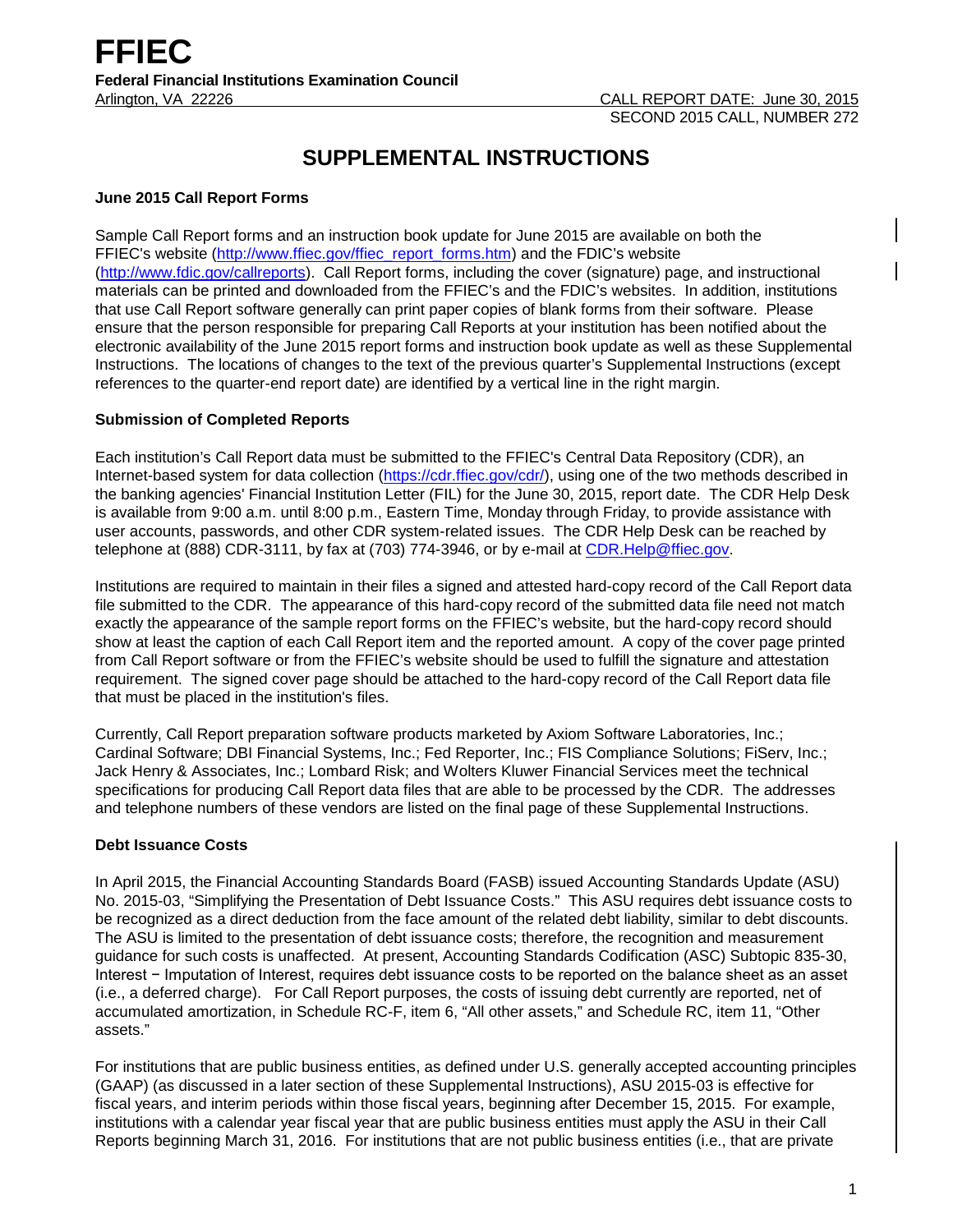# FFIEC

**Federal Financial Institutions Examination Council**

Arlington, VA 22226 CALL REPORT DATE: June 30, 2015

SECOND 2015 CALL, NUMBER 272

## SUPPLEMENTAL INSTRUCTIONS

### June 2015 Call Report Forms

Sample Call Report forms and an instruction book update for June 2015 are available on both the FFIEC's website (http://www.ffiec.gov/ffiec_report_forms.htm) and the FDIC's website (http://www.fdic.gov/callreports). Call Report forms, including the cover (signature) page, and instructional materials can be printed and downloaded from the FFIEC's and the FDIC's websites. In addition, institutions that use Call Report software generally can print paper copies of blank forms from their software. Please ensure that the person responsible for preparing Call Reports at your institution has been notified about the electronic availability of the June 2015 report forms and instruction book update as well as these Supplemental Instructions. The locations of changes to the text of the previous quarter's Supplemental Instructions (except references to the quarter-end report date) are identified by a vertical line in the right margin.

### Submission of Completed Reports

Each institution's Call Report data must be submitted to the FFIEC's Central Data Repository (CDR), an Internet-based system for data collection (https://cdr.ffiec.gov/cdr/), using one of the two methods described in the banking agencies' Financial Institution Letter (FIL) for the June 30, 2015, report date. The CDR Help Desk is available from 9:00 a.m. until 8:00 p.m., Eastern Time, Monday through Friday, to provide assistance with user accounts, passwords, and other CDR system-related issues. The CDR Help Desk can be reached by telephone at (888) CDR-3111, by fax at (703) 774-3946, or by e-mail at CDR.Help@ffiec.gov.

Institutions are required to maintain in their files a signed and attested hard-copy record of the Call Report data file submitted to the CDR. The appearance of this hard-copy record of the submitted data file need not match exactly the appearance of the sample report forms on the FFIEC's website, but the hard-copy record should show at least the caption of each Call Report item and the reported amount. A copy of the cover page printed from Call Report software or from the FFIEC's website should be used to fulfill the signature and attestation requirement. The signed cover page should be attached to the hard-copy record of the Call Report data file that must be placed in the institution's files.

Currently, Call Report preparation software products marketed by Axiom Software Laboratories, Inc.; Cardinal Software; DBI Financial Systems, Inc.; Fed Reporter, Inc.; FIS Compliance Solutions; FiServ, Inc.; Jack Henry & Associates, Inc.; Lombard Risk; and Wolters Kluwer Financial Services meet the technical specifications for producing Call Report data files that are able to be processed by the CDR. The addresses and telephone numbers of these vendors are listed on the final page of these Supplemental Instructions.

### Debt Issuance Costs

In April 2015, the Financial Accounting Standards Board (FASB) issued Accounting Standards Update (ASU) No. 2015-03, "Simplifying the Presentation of Debt Issuance Costs." This ASU requires debt issuance costs to be recognized as a direct deduction from the face amount of the related debt liability, similar to debt discounts. The ASU is limited to the presentation of debt issuance costs; therefore, the recognition and measurement guidance for such costs is unaffected. At present, Accounting Standards Codification (ASC) Subtopic 835-30, Interest − Imputation of Interest, requires debt issuance costs to be reported on the balance sheet as an asset (i.e., a deferred charge). For Call Report purposes, the costs of issuing debt currently are reported, net of accumulated amortization, in Schedule RC-F, item 6, "All other assets," and Schedule RC, item 11, "Other assets."

For institutions that are public business entities, as defined under U.S. generally accepted accounting principles (GAAP) (as discussed in a later section of these Supplemental Instructions), ASU 2015-03 is effective for fiscal years, and interim periods within those fiscal years, beginning after December 15, 2015. For example, institutions with a calendar year fiscal year that are public business entities must apply the ASU in their Call Reports beginning March 31, 2016. For institutions that are not public business entities (i.e., that are private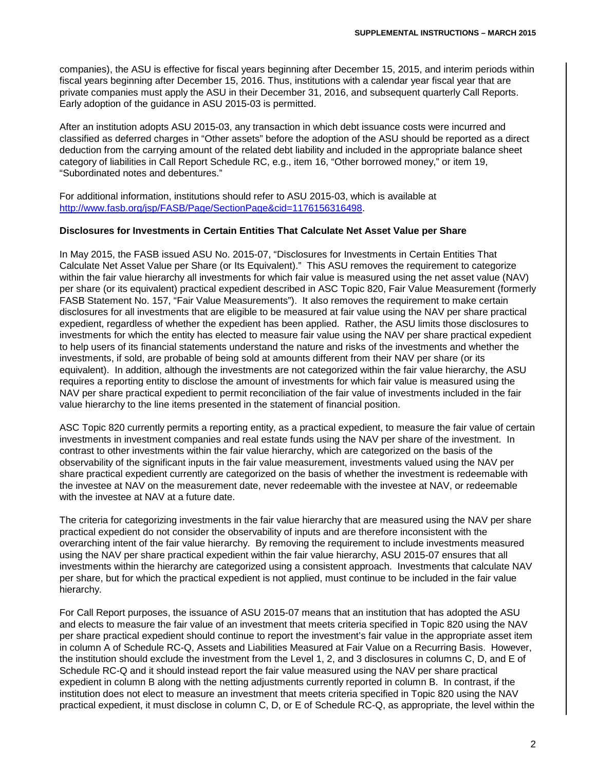companies), the ASU is effective for fiscal years beginning after December 15, 2015, and interim periods within fiscal years beginning after December 15, 2016. Thus, institutions with a calendar year fiscal year that are private companies must apply the ASU in their December 31, 2016, and subsequent quarterly Call Reports. Early adoption of the guidance in ASU 2015-03 is permitted.

After an institution adopts ASU 2015-03, any transaction in which debt issuance costs were incurred and classified as deferred charges in "Other assets" before the adoption of the ASU should be reported as a direct deduction from the carrying amount of the related debt liability and included in the appropriate balance sheet category of liabilities in Call Report Schedule RC, e.g., item 16, "Other borrowed money," or item 19, "Subordinated notes and debentures."

For additional information, institutions should refer to ASU 2015-03, which is available at http://www.fasb.org/jsp/FASB/Page/SectionPage&cid=1176156316498.

**Disclosures for Investments in Certain Entities That Calculate Net Asset Value per Share**

In May 2015, the FASB issued ASU No. 2015-07, "Disclosures for Investments in Certain Entities That Calculate Net Asset Value per Share (or Its Equivalent)." This ASU removes the requirement to categorize within the fair value hierarchy all investments for which fair value is measured using the net asset value (NAV) per share (or its equivalent) practical expedient described in ASC Topic 820, Fair Value Measurement (formerly FASB Statement No. 157, "Fair Value Measurements"). It also removes the requirement to make certain disclosures for all investments that are eligible to be measured at fair value using the NAV per share practical expedient, regardless of whether the expedient has been applied. Rather, the ASU limits those disclosures to investments for which the entity has elected to measure fair value using the NAV per share practical expedient to help users of its financial statements understand the nature and risks of the investments and whether the investments, if sold, are probable of being sold at amounts different from their NAV per share (or its equivalent). In addition, although the investments are not categorized within the fair value hierarchy, the ASU requires a reporting entity to disclose the amount of investments for which fair value is measured using the NAV per share practical expedient to permit reconciliation of the fair value of investments included in the fair value hierarchy to the line items presented in the statement of financial position.

ASC Topic 820 currently permits a reporting entity, as a practical expedient, to measure the fair value of certain investments in investment companies and real estate funds using the NAV per share of the investment. In contrast to other investments within the fair value hierarchy, which are categorized on the basis of the observability of the significant inputs in the fair value measurement, investments valued using the NAV per share practical expedient currently are categorized on the basis of whether the investment is redeemable with the investee at NAV on the measurement date, never redeemable with the investee at NAV, or redeemable with the investee at NAV at a future date.

The criteria for categorizing investments in the fair value hierarchy that are measured using the NAV per share practical expedient do not consider the observability of inputs and are therefore inconsistent with the overarching intent of the fair value hierarchy. By removing the requirement to include investments measured using the NAV per share practical expedient within the fair value hierarchy, ASU 2015-07 ensures that all investments within the hierarchy are categorized using a consistent approach. Investments that calculate NAV per share, but for which the practical expedient is not applied, must continue to be included in the fair value hierarchy.

For Call Report purposes, the issuance of ASU 2015-07 means that an institution that has adopted the ASU and elects to measure the fair value of an investment that meets criteria specified in Topic 820 using the NAV per share practical expedient should continue to report the investment's fair value in the appropriate asset item in column A of Schedule RC-Q, Assets and Liabilities Measured at Fair Value on a Recurring Basis. However, the institution should exclude the investment from the Level 1, 2, and 3 disclosures in columns C, D, and E of Schedule RC-Q and it should instead report the fair value measured using the NAV per share practical expedient in column B along with the netting adjustments currently reported in column B. In contrast, if the institution does not elect to measure an investment that meets criteria specified in Topic 820 using the NAV practical expedient, it must disclose in column C, D, or E of Schedule RC-Q, as appropriate, the level within the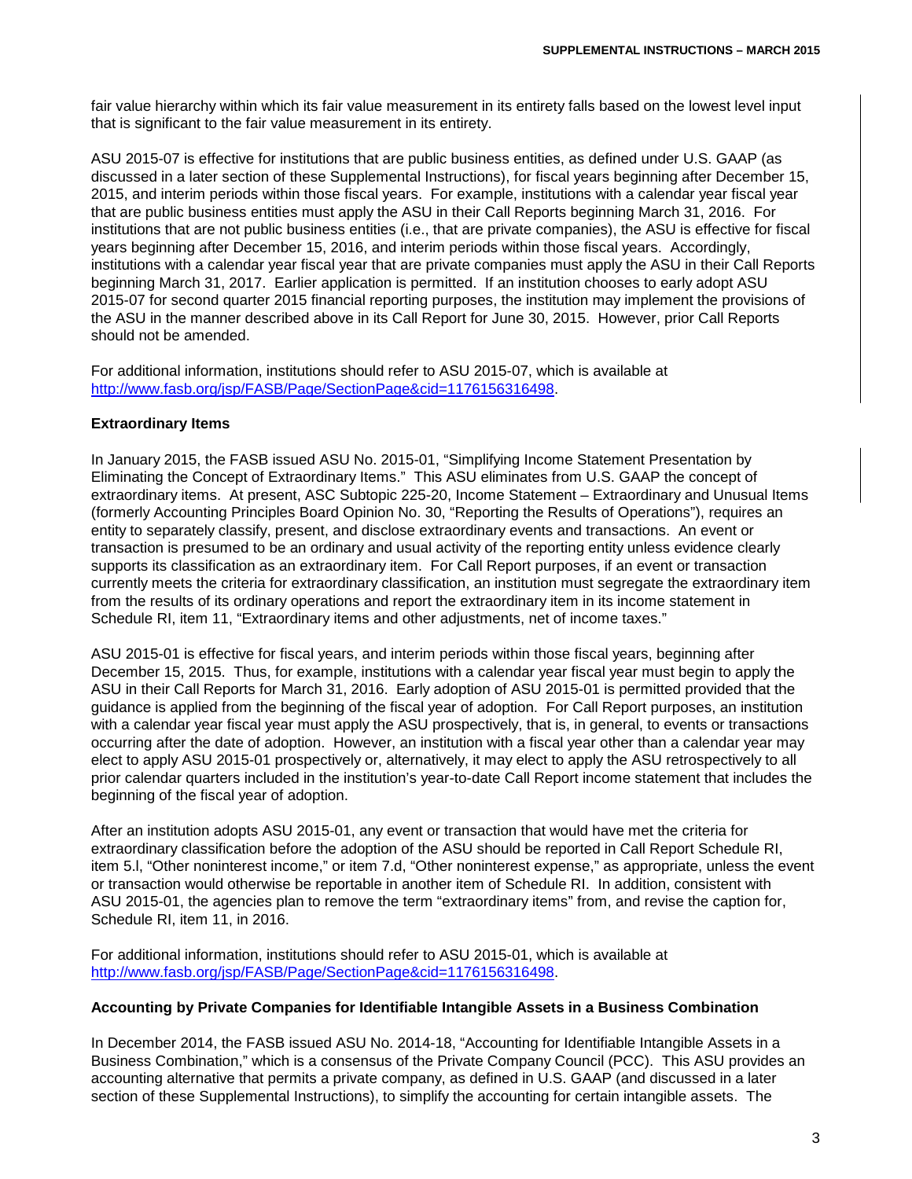fair value hierarchy within which its fair value measurement in its entirety falls based on the lowest level input that is significant to the fair value measurement in its entirety.

ASU 2015-07 is effective for institutions that are public business entities, as defined under U.S. GAAP (as discussed in a later section of these Supplemental Instructions), for fiscal years beginning after December 15, 2015, and interim periods within those fiscal years. For example, institutions with a calendar year fiscal year that are public business entities must apply the ASU in their Call Reports beginning March 31, 2016. For institutions that are not public business entities (i.e., that are private companies), the ASU is effective for fiscal years beginning after December 15, 2016, and interim periods within those fiscal years. Accordingly, institutions with a calendar year fiscal year that are private companies must apply the ASU in their Call Reports beginning March 31, 2017. Earlier application is permitted. If an institution chooses to early adopt ASU 2015-07 for second quarter 2015 financial reporting purposes, the institution may implement the provisions of the ASU in the manner described above in its Call Report for June 30, 2015. However, prior Call Reports should not be amended.

For additional information, institutions should refer to ASU 2015-07, which is available at http://www.fasb.org/jsp/FASB/Page/SectionPage&cid=1176156316498.

**Extraordinary Items**

In January 2015, the FASB issued ASU No. 2015-01, "Simplifying Income Statement Presentation by Eliminating the Concept of Extraordinary Items." This ASU eliminates from U.S. GAAP the concept of extraordinary items. At present, ASC Subtopic 225-20, Income Statement – Extraordinary and Unusual Items (formerly Accounting Principles Board Opinion No. 30, "Reporting the Results of Operations"), requires an entity to separately classify, present, and disclose extraordinary events and transactions. An event or transaction is presumed to be an ordinary and usual activity of the reporting entity unless evidence clearly supports its classification as an extraordinary item. For Call Report purposes, if an event or transaction currently meets the criteria for extraordinary classification, an institution must segregate the extraordinary item from the results of its ordinary operations and report the extraordinary item in its income statement in Schedule RI, item 11, "Extraordinary items and other adjustments, net of income taxes."

ASU 2015-01 is effective for fiscal years, and interim periods within those fiscal years, beginning after December 15, 2015. Thus, for example, institutions with a calendar year fiscal year must begin to apply the ASU in their Call Reports for March 31, 2016. Early adoption of ASU 2015-01 is permitted provided that the guidance is applied from the beginning of the fiscal year of adoption. For Call Report purposes, an institution with a calendar year fiscal year must apply the ASU prospectively, that is, in general, to events or transactions occurring after the date of adoption. However, an institution with a fiscal year other than a calendar year may elect to apply ASU 2015-01 prospectively or, alternatively, it may elect to apply the ASU retrospectively to all prior calendar quarters included in the institution's year-to-date Call Report income statement that includes the beginning of the fiscal year of adoption.

After an institution adopts ASU 2015-01, any event or transaction that would have met the criteria for extraordinary classification before the adoption of the ASU should be reported in Call Report Schedule RI, item 5.l, "Other noninterest income," or item 7.d, "Other noninterest expense," as appropriate, unless the event or transaction would otherwise be reportable in another item of Schedule RI. In addition, consistent with ASU 2015-01, the agencies plan to remove the term "extraordinary items" from, and revise the caption for, Schedule RI, item 11, in 2016.

For additional information, institutions should refer to ASU 2015-01, which is available at http://www.fasb.org/jsp/FASB/Page/SectionPage&cid=1176156316498.

**Accounting by Private Companies for Identifiable Intangible Assets in a Business Combination**

In December 2014, the FASB issued ASU No. 2014-18, "Accounting for Identifiable Intangible Assets in a Business Combination," which is a consensus of the Private Company Council (PCC). This ASU provides an accounting alternative that permits a private company, as defined in U.S. GAAP (and discussed in a later section of these Supplemental Instructions), to simplify the accounting for certain intangible assets. The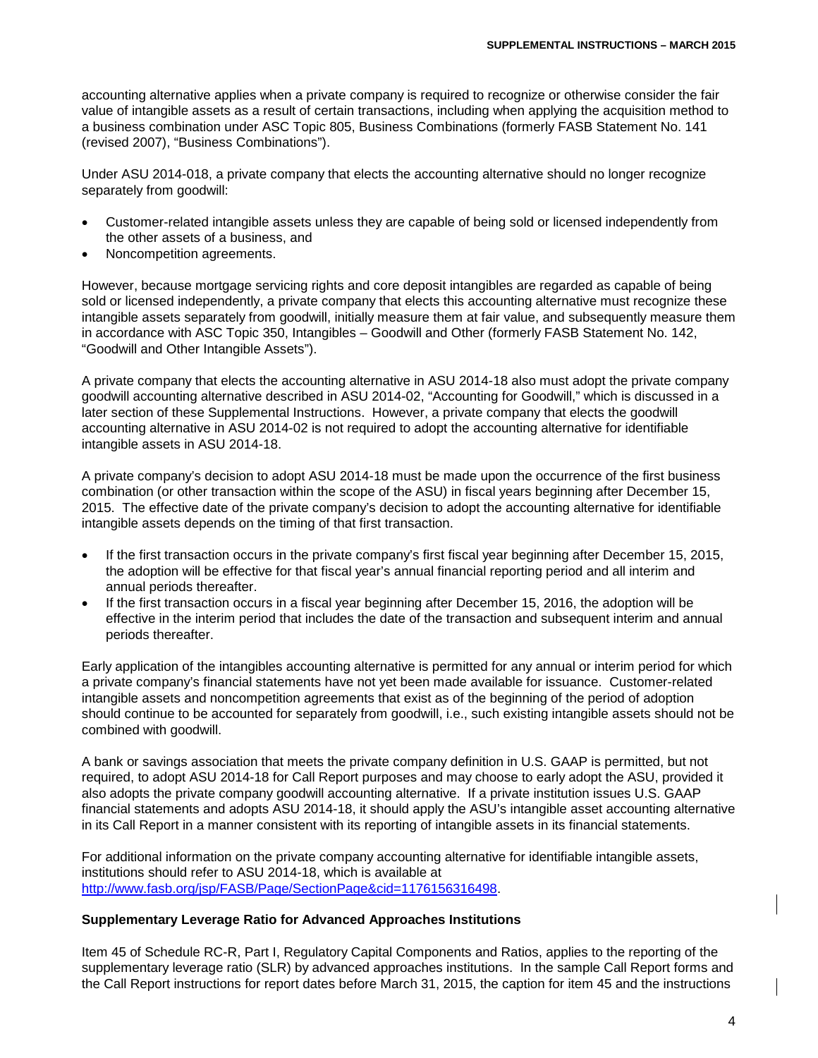accounting alternative applies when a private company is required to recognize or otherwise consider the fair value of intangible assets as a result of certain transactions, including when applying the acquisition method to a business combination under ASC Topic 805, Business Combinations (formerly FASB Statement No. 141 (revised 2007), "Business Combinations").

Under ASU 2014-018, a private company that elects the accounting alternative should no longer recognize separately from goodwill:

- Customer-related intangible assets unless they are capable of being sold or licensed independently from the other assets of a business, and
- Noncompetition agreements.

However, because mortgage servicing rights and core deposit intangibles are regarded as capable of being sold or licensed independently, a private company that elects this accounting alternative must recognize these intangible assets separately from goodwill, initially measure them at fair value, and subsequently measure them in accordance with ASC Topic 350, Intangibles – Goodwill and Other (formerly FASB Statement No. 142, "Goodwill and Other Intangible Assets").

A private company that elects the accounting alternative in ASU 2014-18 also must adopt the private company goodwill accounting alternative described in ASU 2014-02, "Accounting for Goodwill," which is discussed in a later section of these Supplemental Instructions. However, a private company that elects the goodwill accounting alternative in ASU 2014-02 is not required to adopt the accounting alternative for identifiable intangible assets in ASU 2014-18.

A private company's decision to adopt ASU 2014-18 must be made upon the occurrence of the first business combination (or other transaction within the scope of the ASU) in fiscal years beginning after December 15, 2015. The effective date of the private company's decision to adopt the accounting alternative for identifiable intangible assets depends on the timing of that first transaction.

- If the first transaction occurs in the private company's first fiscal year beginning after December 15, 2015, the adoption will be effective for that fiscal year's annual financial reporting period and all interim and annual periods thereafter.
- If the first transaction occurs in a fiscal year beginning after December 15, 2016, the adoption will be effective in the interim period that includes the date of the transaction and subsequent interim and annual periods thereafter.

Early application of the intangibles accounting alternative is permitted for any annual or interim period for which a private company's financial statements have not yet been made available for issuance. Customer-related intangible assets and noncompetition agreements that exist as of the beginning of the period of adoption should continue to be accounted for separately from goodwill, i.e., such existing intangible assets should not be combined with goodwill.

A bank or savings association that meets the private company definition in U.S. GAAP is permitted, but not required, to adopt ASU 2014-18 for Call Report purposes and may choose to early adopt the ASU, provided it also adopts the private company goodwill accounting alternative. If a private institution issues U.S. GAAP financial statements and adopts ASU 2014-18, it should apply the ASU's intangible asset accounting alternative in its Call Report in a manner consistent with its reporting of intangible assets in its financial statements.

For additional information on the private company accounting alternative for identifiable intangible assets, institutions should refer to ASU 2014-18, which is available at http://www.fasb.org/jsp/FASB/Page/SectionPage&cid=1176156316498.

### Supplementary Leverage Ratio for Advanced Approaches Institutions

Item 45 of Schedule RC-R, Part I, Regulatory Capital Components and Ratios, applies to the reporting of the supplementary leverage ratio (SLR) by advanced approaches institutions. In the sample Call Report forms and the Call Report instructions for report dates before March 31, 2015, the caption for item 45 and the instructions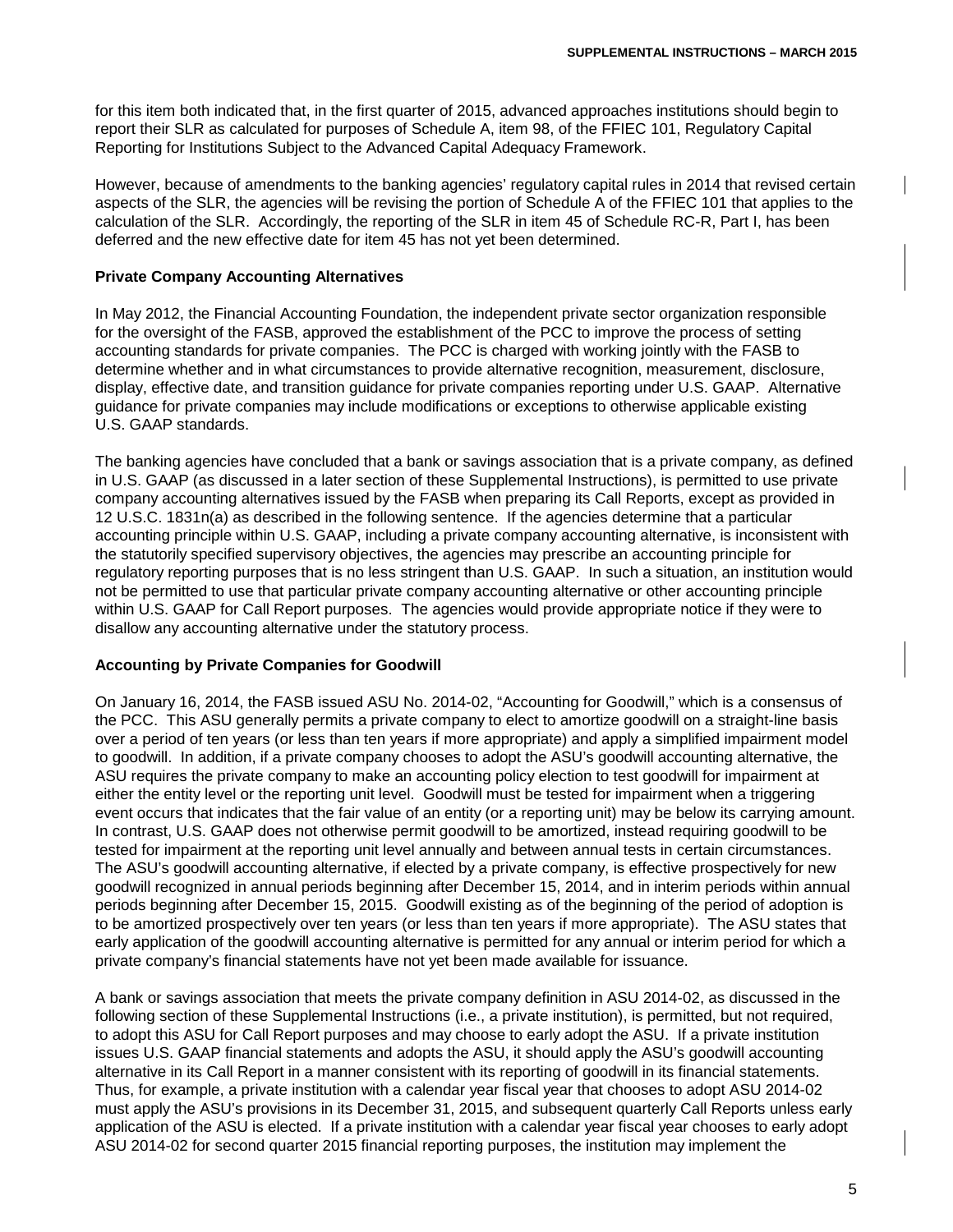for this item both indicated that, in the first quarter of 2015, advanced approaches institutions should begin to report their SLR as calculated for purposes of Schedule A, item 98, of the FFIEC 101, Regulatory Capital Reporting for Institutions Subject to the Advanced Capital Adequacy Framework.

However, because of amendments to the banking agencies' regulatory capital rules in 2014 that revised certain aspects of the SLR, the agencies will be revising the portion of Schedule A of the FFIEC 101 that applies to the calculation of the SLR. Accordingly, the reporting of the SLR in item 45 of Schedule RC-R, Part I, has been deferred and the new effective date for item 45 has not yet been determined.

**Private Company Accounting Alternatives**

In May 2012, the Financial Accounting Foundation, the independent private sector organization responsible for the oversight of the FASB, approved the establishment of the PCC to improve the process of setting accounting standards for private companies. The PCC is charged with working jointly with the FASB to determine whether and in what circumstances to provide alternative recognition, measurement, disclosure, display, effective date, and transition guidance for private companies reporting under U.S. GAAP. Alternative guidance for private companies may include modifications or exceptions to otherwise applicable existing U.S. GAAP standards.

The banking agencies have concluded that a bank or savings association that is a private company, as defined in U.S. GAAP (as discussed in a later section of these Supplemental Instructions), is permitted to use private company accounting alternatives issued by the FASB when preparing its Call Reports, except as provided in 12 U.S.C. 1831n(a) as described in the following sentence. If the agencies determine that a particular accounting principle within U.S. GAAP, including a private company accounting alternative, is inconsistent with the statutorily specified supervisory objectives, the agencies may prescribe an accounting principle for regulatory reporting purposes that is no less stringent than U.S. GAAP. In such a situation, an institution would not be permitted to use that particular private company accounting alternative or other accounting principle within U.S. GAAP for Call Report purposes. The agencies would provide appropriate notice if they were to disallow any accounting alternative under the statutory process.

**Accounting by Private Companies for Goodwill**

On January 16, 2014, the FASB issued ASU No. 2014-02, "Accounting for Goodwill," which is a consensus of the PCC. This ASU generally permits a private company to elect to amortize goodwill on a straight-line basis over a period of ten years (or less than ten years if more appropriate) and apply a simplified impairment model to goodwill. In addition, if a private company chooses to adopt the ASU's goodwill accounting alternative, the ASU requires the private company to make an accounting policy election to test goodwill for impairment at either the entity level or the reporting unit level. Goodwill must be tested for impairment when a triggering event occurs that indicates that the fair value of an entity (or a reporting unit) may be below its carrying amount. In contrast, U.S. GAAP does not otherwise permit goodwill to be amortized, instead requiring goodwill to be tested for impairment at the reporting unit level annually and between annual tests in certain circumstances. The ASU's goodwill accounting alternative, if elected by a private company, is effective prospectively for new goodwill recognized in annual periods beginning after December 15, 2014, and in interim periods within annual periods beginning after December 15, 2015. Goodwill existing as of the beginning of the period of adoption is to be amortized prospectively over ten years (or less than ten years if more appropriate). The ASU states that early application of the goodwill accounting alternative is permitted for any annual or interim period for which a private company's financial statements have not yet been made available for issuance.

A bank or savings association that meets the private company definition in ASU 2014-02, as discussed in the following section of these Supplemental Instructions (i.e., a private institution), is permitted, but not required, to adopt this ASU for Call Report purposes and may choose to early adopt the ASU. If a private institution issues U.S. GAAP financial statements and adopts the ASU, it should apply the ASU's goodwill accounting alternative in its Call Report in a manner consistent with its reporting of goodwill in its financial statements. Thus, for example, a private institution with a calendar year fiscal year that chooses to adopt ASU 2014-02 must apply the ASU's provisions in its December 31, 2015, and subsequent quarterly Call Reports unless early application of the ASU is elected. If a private institution with a calendar year fiscal year chooses to early adopt ASU 2014-02 for second quarter 2015 financial reporting purposes, the institution may implement the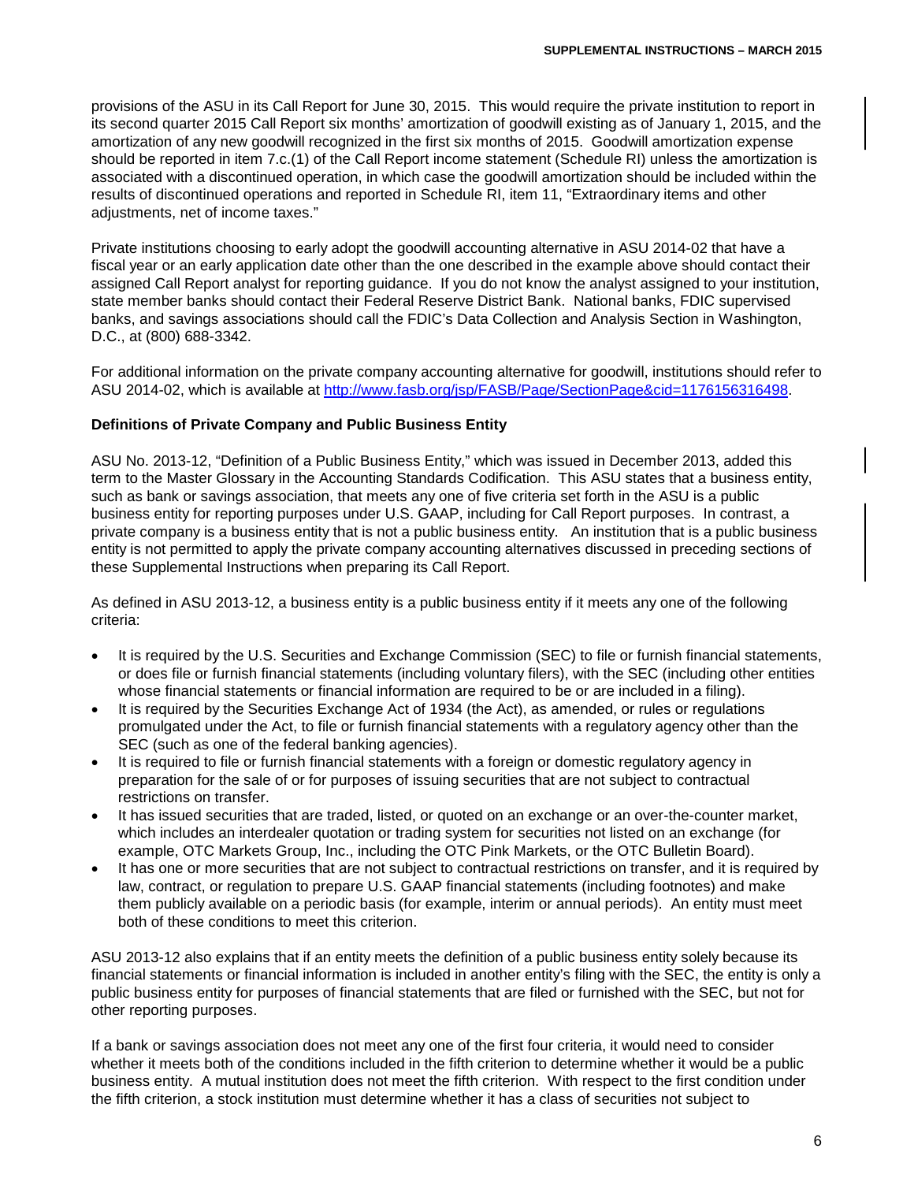provisions of the ASU in its Call Report for June 30, 2015. This would require the private institution to report in its second quarter 2015 Call Report six months' amortization of goodwill existing as of January 1, 2015, and the amortization of any new goodwill recognized in the first six months of 2015. Goodwill amortization expense should be reported in item 7.c.(1) of the Call Report income statement (Schedule RI) unless the amortization is associated with a discontinued operation, in which case the goodwill amortization should be included within the results of discontinued operations and reported in Schedule RI, item 11, "Extraordinary items and other adjustments, net of income taxes."

Private institutions choosing to early adopt the goodwill accounting alternative in ASU 2014-02 that have a fiscal year or an early application date other than the one described in the example above should contact their assigned Call Report analyst for reporting guidance. If you do not know the analyst assigned to your institution, state member banks should contact their Federal Reserve District Bank. National banks, FDIC supervised banks, and savings associations should call the FDIC's Data Collection and Analysis Section in Washington, D.C., at (800) 688-3342.

For additional information on the private company accounting alternative for goodwill, institutions should refer to ASU 2014-02, which is available at http://www.fasb.org/jsp/FASB/Page/SectionPage&cid=1176156316498.

**Definitions of Private Company and Public Business Entity**

ASU No. 2013-12, "Definition of a Public Business Entity," which was issued in December 2013, added this term to the Master Glossary in the Accounting Standards Codification. This ASU states that a business entity, such as bank or savings association, that meets any one of five criteria set forth in the ASU is a public business entity for reporting purposes under U.S. GAAP, including for Call Report purposes. In contrast, a private company is a business entity that is not a public business entity. An institution that is a public business entity is not permitted to apply the private company accounting alternatives discussed in preceding sections of these Supplemental Instructions when preparing its Call Report.

As defined in ASU 2013-12, a business entity is a public business entity if it meets any one of the following criteria:

- It is required by the U.S. Securities and Exchange Commission (SEC) to file or furnish financial statements, or does file or furnish financial statements (including voluntary filers), with the SEC (including other entities whose financial statements or financial information are required to be or are included in a filing).
- It is required by the Securities Exchange Act of 1934 (the Act), as amended, or rules or regulations promulgated under the Act, to file or furnish financial statements with a regulatory agency other than the SEC (such as one of the federal banking agencies).
- It is required to file or furnish financial statements with a foreign or domestic regulatory agency in preparation for the sale of or for purposes of issuing securities that are not subject to contractual restrictions on transfer.
- It has issued securities that are traded, listed, or quoted on an exchange or an over-the-counter market, which includes an interdealer quotation or trading system for securities not listed on an exchange (for example, OTC Markets Group, Inc., including the OTC Pink Markets, or the OTC Bulletin Board).
- It has one or more securities that are not subject to contractual restrictions on transfer, and it is required by law, contract, or regulation to prepare U.S. GAAP financial statements (including footnotes) and make them publicly available on a periodic basis (for example, interim or annual periods). An entity must meet both of these conditions to meet this criterion.

ASU 2013-12 also explains that if an entity meets the definition of a public business entity solely because its financial statements or financial information is included in another entity's filing with the SEC, the entity is only a public business entity for purposes of financial statements that are filed or furnished with the SEC, but not for other reporting purposes.

If a bank or savings association does not meet any one of the first four criteria, it would need to consider whether it meets both of the conditions included in the fifth criterion to determine whether it would be a public business entity. A mutual institution does not meet the fifth criterion. With respect to the first condition under the fifth criterion, a stock institution must determine whether it has a class of securities not subject to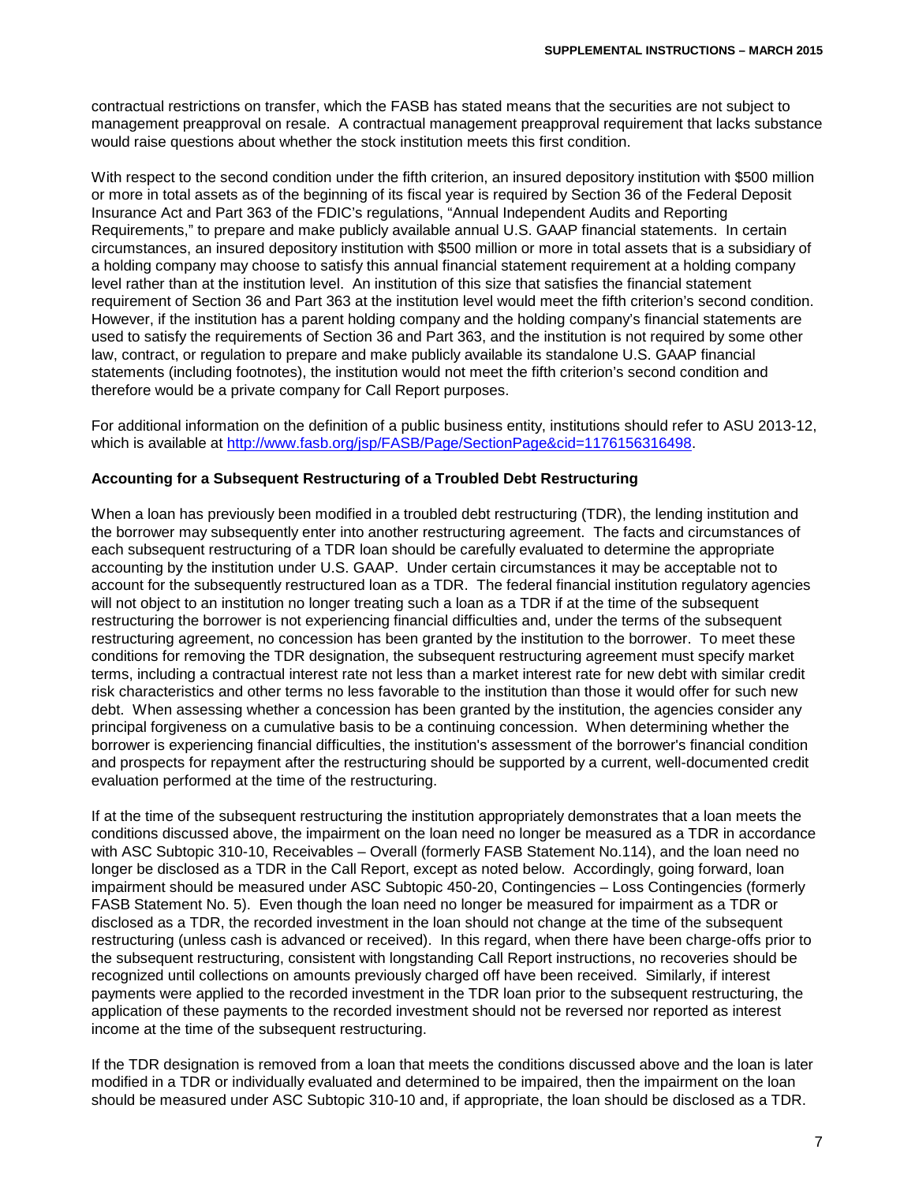contractual restrictions on transfer, which the FASB has stated means that the securities are not subject to management preapproval on resale. A contractual management preapproval requirement that lacks substance would raise questions about whether the stock institution meets this first condition.

With respect to the second condition under the fifth criterion, an insured depository institution with $500 million or more in total assets as of the beginning of its fiscal year is required by Section 36 of the Federal Deposit Insurance Act and Part 363 of the FDIC's regulations, "Annual Independent Audits and Reporting Requirements," to prepare and make publicly available annual U.S. GAAP financial statements. In certain circumstances, an insured depository institution with $500 million or more in total assets that is a subsidiary of a holding company may choose to satisfy this annual financial statement requirement at a holding company level rather than at the institution level. An institution of this size that satisfies the financial statement requirement of Section 36 and Part 363 at the institution level would meet the fifth criterion's second condition. However, if the institution has a parent holding company and the holding company's financial statements are used to satisfy the requirements of Section 36 and Part 363, and the institution is not required by some other law, contract, or regulation to prepare and make publicly available its standalone U.S. GAAP financial statements (including footnotes), the institution would not meet the fifth criterion's second condition and therefore would be a private company for Call Report purposes.

For additional information on the definition of a public business entity, institutions should refer to ASU 2013-12, which is available at [http://www.fasb.org/jsp/FASB/Page/SectionPage&cid=1176156316498](http://www.fasb.org/jsp/FASB/Page/SectionPage&cid=1176156316498).

**Accounting for a Subsequent Restructuring of a Troubled Debt Restructuring**

When a loan has previously been modified in a troubled debt restructuring (TDR), the lending institution and the borrower may subsequently enter into another restructuring agreement. The facts and circumstances of each subsequent restructuring of a TDR loan should be carefully evaluated to determine the appropriate accounting by the institution under U.S. GAAP. Under certain circumstances it may be acceptable not to account for the subsequently restructured loan as a TDR. The federal financial institution regulatory agencies will not object to an institution no longer treating such a loan as a TDR if at the time of the subsequent restructuring the borrower is not experiencing financial difficulties and, under the terms of the subsequent restructuring agreement, no concession has been granted by the institution to the borrower. To meet these conditions for removing the TDR designation, the subsequent restructuring agreement must specify market terms, including a contractual interest rate not less than a market interest rate for new debt with similar credit risk characteristics and other terms no less favorable to the institution than those it would offer for such new debt. When assessing whether a concession has been granted by the institution, the agencies consider any principal forgiveness on a cumulative basis to be a continuing concession. When determining whether the borrower is experiencing financial difficulties, the institution's assessment of the borrower's financial condition and prospects for repayment after the restructuring should be supported by a current, well-documented credit evaluation performed at the time of the restructuring.

If at the time of the subsequent restructuring the institution appropriately demonstrates that a loan meets the conditions discussed above, the impairment on the loan need no longer be measured as a TDR in accordance with ASC Subtopic 310-10, Receivables – Overall (formerly FASB Statement No.114), and the loan need no longer be disclosed as a TDR in the Call Report, except as noted below. Accordingly, going forward, loan impairment should be measured under ASC Subtopic 450-20, Contingencies – Loss Contingencies (formerly FASB Statement No. 5). Even though the loan need no longer be measured for impairment as a TDR or disclosed as a TDR, the recorded investment in the loan should not change at the time of the subsequent restructuring (unless cash is advanced or received). In this regard, when there have been charge-offs prior to the subsequent restructuring, consistent with longstanding Call Report instructions, no recoveries should be recognized until collections on amounts previously charged off have been received. Similarly, if interest payments were applied to the recorded investment in the TDR loan prior to the subsequent restructuring, the application of these payments to the recorded investment should not be reversed nor reported as interest income at the time of the subsequent restructuring.

If the TDR designation is removed from a loan that meets the conditions discussed above and the loan is later modified in a TDR or individually evaluated and determined to be impaired, then the impairment on the loan should be measured under ASC Subtopic 310-10 and, if appropriate, the loan should be disclosed as a TDR.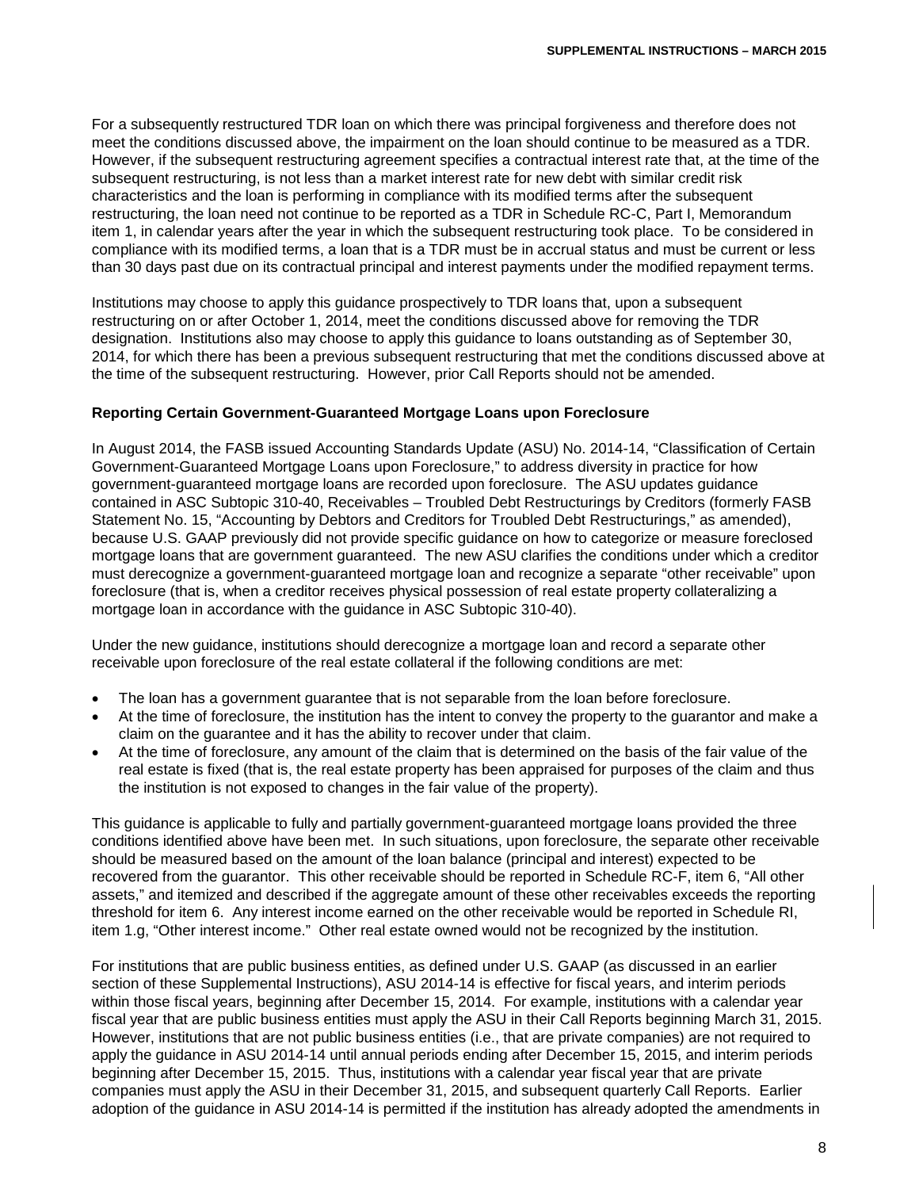For a subsequently restructured TDR loan on which there was principal forgiveness and therefore does not meet the conditions discussed above, the impairment on the loan should continue to be measured as a TDR. However, if the subsequent restructuring agreement specifies a contractual interest rate that, at the time of the subsequent restructuring, is not less than a market interest rate for new debt with similar credit risk characteristics and the loan is performing in compliance with its modified terms after the subsequent restructuring, the loan need not continue to be reported as a TDR in Schedule RC-C, Part I, Memorandum item 1, in calendar years after the year in which the subsequent restructuring took place. To be considered in compliance with its modified terms, a loan that is a TDR must be in accrual status and must be current or less than 30 days past due on its contractual principal and interest payments under the modified repayment terms.

Institutions may choose to apply this guidance prospectively to TDR loans that, upon a subsequent restructuring on or after October 1, 2014, meet the conditions discussed above for removing the TDR designation. Institutions also may choose to apply this guidance to loans outstanding as of September 30, 2014, for which there has been a previous subsequent restructuring that met the conditions discussed above at the time of the subsequent restructuring. However, prior Call Reports should not be amended.

**Reporting Certain Government-Guaranteed Mortgage Loans upon Foreclosure**

In August 2014, the FASB issued Accounting Standards Update (ASU) No. 2014-14, "Classification of Certain Government-Guaranteed Mortgage Loans upon Foreclosure," to address diversity in practice for how government-guaranteed mortgage loans are recorded upon foreclosure. The ASU updates guidance contained in ASC Subtopic 310-40, Receivables – Troubled Debt Restructurings by Creditors (formerly FASB Statement No. 15, "Accounting by Debtors and Creditors for Troubled Debt Restructurings," as amended), because U.S. GAAP previously did not provide specific guidance on how to categorize or measure foreclosed mortgage loans that are government guaranteed. The new ASU clarifies the conditions under which a creditor must derecognize a government-guaranteed mortgage loan and recognize a separate "other receivable" upon foreclosure (that is, when a creditor receives physical possession of real estate property collateralizing a mortgage loan in accordance with the guidance in ASC Subtopic 310-40).

Under the new guidance, institutions should derecognize a mortgage loan and record a separate other receivable upon foreclosure of the real estate collateral if the following conditions are met:

- The loan has a government guarantee that is not separable from the loan before foreclosure.
- At the time of foreclosure, the institution has the intent to convey the property to the guarantor and make a claim on the guarantee and it has the ability to recover under that claim.
- At the time of foreclosure, any amount of the claim that is determined on the basis of the fair value of the real estate is fixed (that is, the real estate property has been appraised for purposes of the claim and thus the institution is not exposed to changes in the fair value of the property).

This guidance is applicable to fully and partially government-guaranteed mortgage loans provided the three conditions identified above have been met. In such situations, upon foreclosure, the separate other receivable should be measured based on the amount of the loan balance (principal and interest) expected to be recovered from the guarantor. This other receivable should be reported in Schedule RC-F, item 6, "All other assets," and itemized and described if the aggregate amount of these other receivables exceeds the reporting threshold for item 6. Any interest income earned on the other receivable would be reported in Schedule RI, item 1.g, "Other interest income." Other real estate owned would not be recognized by the institution.

For institutions that are public business entities, as defined under U.S. GAAP (as discussed in an earlier section of these Supplemental Instructions), ASU 2014-14 is effective for fiscal years, and interim periods within those fiscal years, beginning after December 15, 2014. For example, institutions with a calendar year fiscal year that are public business entities must apply the ASU in their Call Reports beginning March 31, 2015. However, institutions that are not public business entities (i.e., that are private companies) are not required to apply the guidance in ASU 2014-14 until annual periods ending after December 15, 2015, and interim periods beginning after December 15, 2015. Thus, institutions with a calendar year fiscal year that are private companies must apply the ASU in their December 31, 2015, and subsequent quarterly Call Reports. Earlier adoption of the guidance in ASU 2014-14 is permitted if the institution has already adopted the amendments in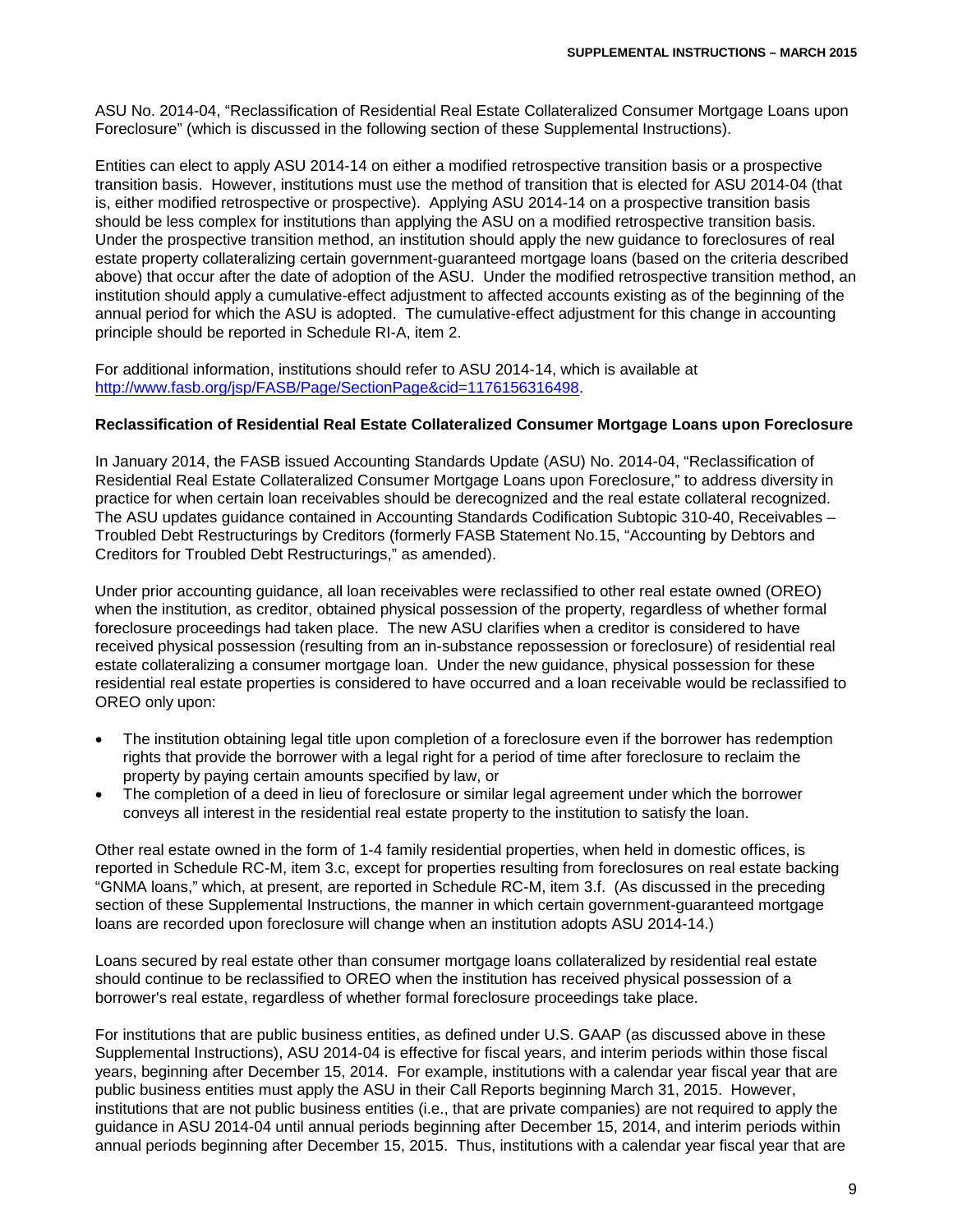ASU No. 2014-04, "Reclassification of Residential Real Estate Collateralized Consumer Mortgage Loans upon Foreclosure" (which is discussed in the following section of these Supplemental Instructions).

Entities can elect to apply ASU 2014-14 on either a modified retrospective transition basis or a prospective transition basis. However, institutions must use the method of transition that is elected for ASU 2014-04 (that is, either modified retrospective or prospective). Applying ASU 2014-14 on a prospective transition basis should be less complex for institutions than applying the ASU on a modified retrospective transition basis. Under the prospective transition method, an institution should apply the new guidance to foreclosures of real estate property collateralizing certain government-guaranteed mortgage loans (based on the criteria described above) that occur after the date of adoption of the ASU. Under the modified retrospective transition method, an institution should apply a cumulative-effect adjustment to affected accounts existing as of the beginning of the annual period for which the ASU is adopted. The cumulative-effect adjustment for this change in accounting principle should be reported in Schedule RI-A, item 2.

For additional information, institutions should refer to ASU 2014-14, which is available at http://www.fasb.org/jsp/FASB/Page/SectionPage&cid=1176156316498.

**Reclassification of Residential Real Estate Collateralized Consumer Mortgage Loans upon Foreclosure**

In January 2014, the FASB issued Accounting Standards Update (ASU) No. 2014-04, "Reclassification of Residential Real Estate Collateralized Consumer Mortgage Loans upon Foreclosure," to address diversity in practice for when certain loan receivables should be derecognized and the real estate collateral recognized. The ASU updates guidance contained in Accounting Standards Codification Subtopic 310-40, Receivables – Troubled Debt Restructurings by Creditors (formerly FASB Statement No.15, "Accounting by Debtors and Creditors for Troubled Debt Restructurings," as amended).

Under prior accounting guidance, all loan receivables were reclassified to other real estate owned (OREO) when the institution, as creditor, obtained physical possession of the property, regardless of whether formal foreclosure proceedings had taken place. The new ASU clarifies when a creditor is considered to have received physical possession (resulting from an in-substance repossession or foreclosure) of residential real estate collateralizing a consumer mortgage loan. Under the new guidance, physical possession for these residential real estate properties is considered to have occurred and a loan receivable would be reclassified to OREO only upon:

- The institution obtaining legal title upon completion of a foreclosure even if the borrower has redemption rights that provide the borrower with a legal right for a period of time after foreclosure to reclaim the property by paying certain amounts specified by law, or
- The completion of a deed in lieu of foreclosure or similar legal agreement under which the borrower conveys all interest in the residential real estate property to the institution to satisfy the loan.

Other real estate owned in the form of 1-4 family residential properties, when held in domestic offices, is reported in Schedule RC-M, item 3.c, except for properties resulting from foreclosures on real estate backing "GNMA loans," which, at present, are reported in Schedule RC-M, item 3.f. (As discussed in the preceding section of these Supplemental Instructions, the manner in which certain government-guaranteed mortgage loans are recorded upon foreclosure will change when an institution adopts ASU 2014-14.)

Loans secured by real estate other than consumer mortgage loans collateralized by residential real estate should continue to be reclassified to OREO when the institution has received physical possession of a borrower's real estate, regardless of whether formal foreclosure proceedings take place.

For institutions that are public business entities, as defined under U.S. GAAP (as discussed above in these Supplemental Instructions), ASU 2014-04 is effective for fiscal years, and interim periods within those fiscal years, beginning after December 15, 2014. For example, institutions with a calendar year fiscal year that are public business entities must apply the ASU in their Call Reports beginning March 31, 2015. However, institutions that are not public business entities (i.e., that are private companies) are not required to apply the guidance in ASU 2014-04 until annual periods beginning after December 15, 2014, and interim periods within annual periods beginning after December 15, 2015. Thus, institutions with a calendar year fiscal year that are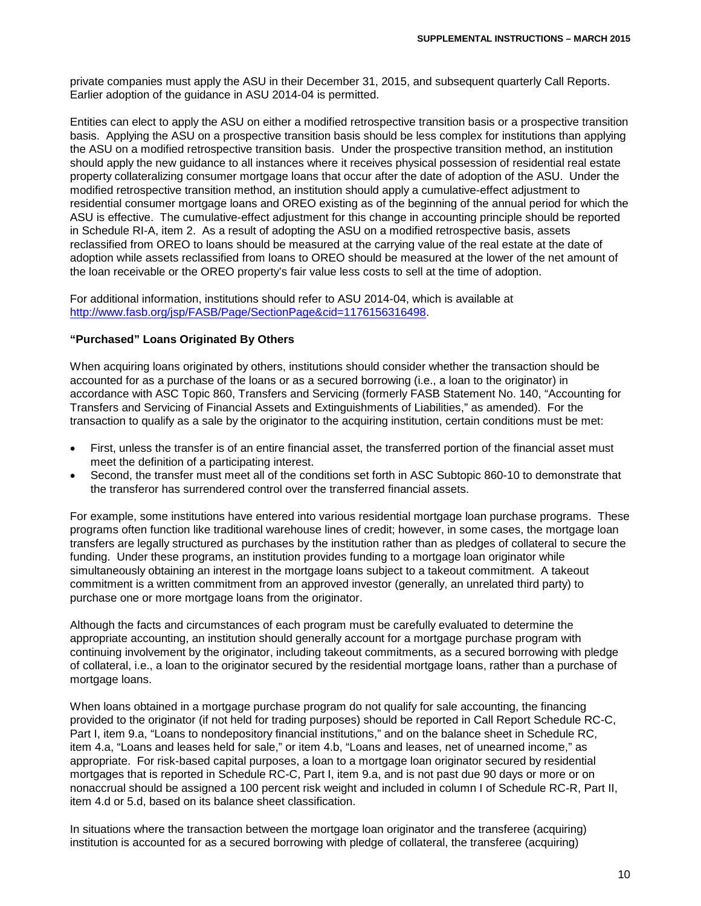private companies must apply the ASU in their December 31, 2015, and subsequent quarterly Call Reports. Earlier adoption of the guidance in ASU 2014-04 is permitted.

Entities can elect to apply the ASU on either a modified retrospective transition basis or a prospective transition basis. Applying the ASU on a prospective transition basis should be less complex for institutions than applying the ASU on a modified retrospective transition basis. Under the prospective transition method, an institution should apply the new guidance to all instances where it receives physical possession of residential real estate property collateralizing consumer mortgage loans that occur after the date of adoption of the ASU. Under the modified retrospective transition method, an institution should apply a cumulative-effect adjustment to residential consumer mortgage loans and OREO existing as of the beginning of the annual period for which the ASU is effective. The cumulative-effect adjustment for this change in accounting principle should be reported in Schedule RI-A, item 2. As a result of adopting the ASU on a modified retrospective basis, assets reclassified from OREO to loans should be measured at the carrying value of the real estate at the date of adoption while assets reclassified from loans to OREO should be measured at the lower of the net amount of the loan receivable or the OREO property's fair value less costs to sell at the time of adoption.

For additional information, institutions should refer to ASU 2014-04, which is available at http://www.fasb.org/jsp/FASB/Page/SectionPage&cid=1176156316498.

### "Purchased" Loans Originated By Others

When acquiring loans originated by others, institutions should consider whether the transaction should be accounted for as a purchase of the loans or as a secured borrowing (i.e., a loan to the originator) in accordance with ASC Topic 860, Transfers and Servicing (formerly FASB Statement No. 140, "Accounting for Transfers and Servicing of Financial Assets and Extinguishments of Liabilities," as amended). For the transaction to qualify as a sale by the originator to the acquiring institution, certain conditions must be met:

- First, unless the transfer is of an entire financial asset, the transferred portion of the financial asset must meet the definition of a participating interest.
- Second, the transfer must meet all of the conditions set forth in ASC Subtopic 860-10 to demonstrate that the transferor has surrendered control over the transferred financial assets.

For example, some institutions have entered into various residential mortgage loan purchase programs. These programs often function like traditional warehouse lines of credit; however, in some cases, the mortgage loan transfers are legally structured as purchases by the institution rather than as pledges of collateral to secure the funding. Under these programs, an institution provides funding to a mortgage loan originator while simultaneously obtaining an interest in the mortgage loans subject to a takeout commitment. A takeout commitment is a written commitment from an approved investor (generally, an unrelated third party) to purchase one or more mortgage loans from the originator.

Although the facts and circumstances of each program must be carefully evaluated to determine the appropriate accounting, an institution should generally account for a mortgage purchase program with continuing involvement by the originator, including takeout commitments, as a secured borrowing with pledge of collateral, i.e., a loan to the originator secured by the residential mortgage loans, rather than a purchase of mortgage loans.

When loans obtained in a mortgage purchase program do not qualify for sale accounting, the financing provided to the originator (if not held for trading purposes) should be reported in Call Report Schedule RC-C, Part I, item 9.a, "Loans to nondepository financial institutions," and on the balance sheet in Schedule RC, item 4.a, "Loans and leases held for sale," or item 4.b, "Loans and leases, net of unearned income," as appropriate. For risk-based capital purposes, a loan to a mortgage loan originator secured by residential mortgages that is reported in Schedule RC-C, Part I, item 9.a, and is not past due 90 days or more or on nonaccrual should be assigned a 100 percent risk weight and included in column I of Schedule RC-R, Part II, item 4.d or 5.d, based on its balance sheet classification.

In situations where the transaction between the mortgage loan originator and the transferee (acquiring) institution is accounted for as a secured borrowing with pledge of collateral, the transferee (acquiring)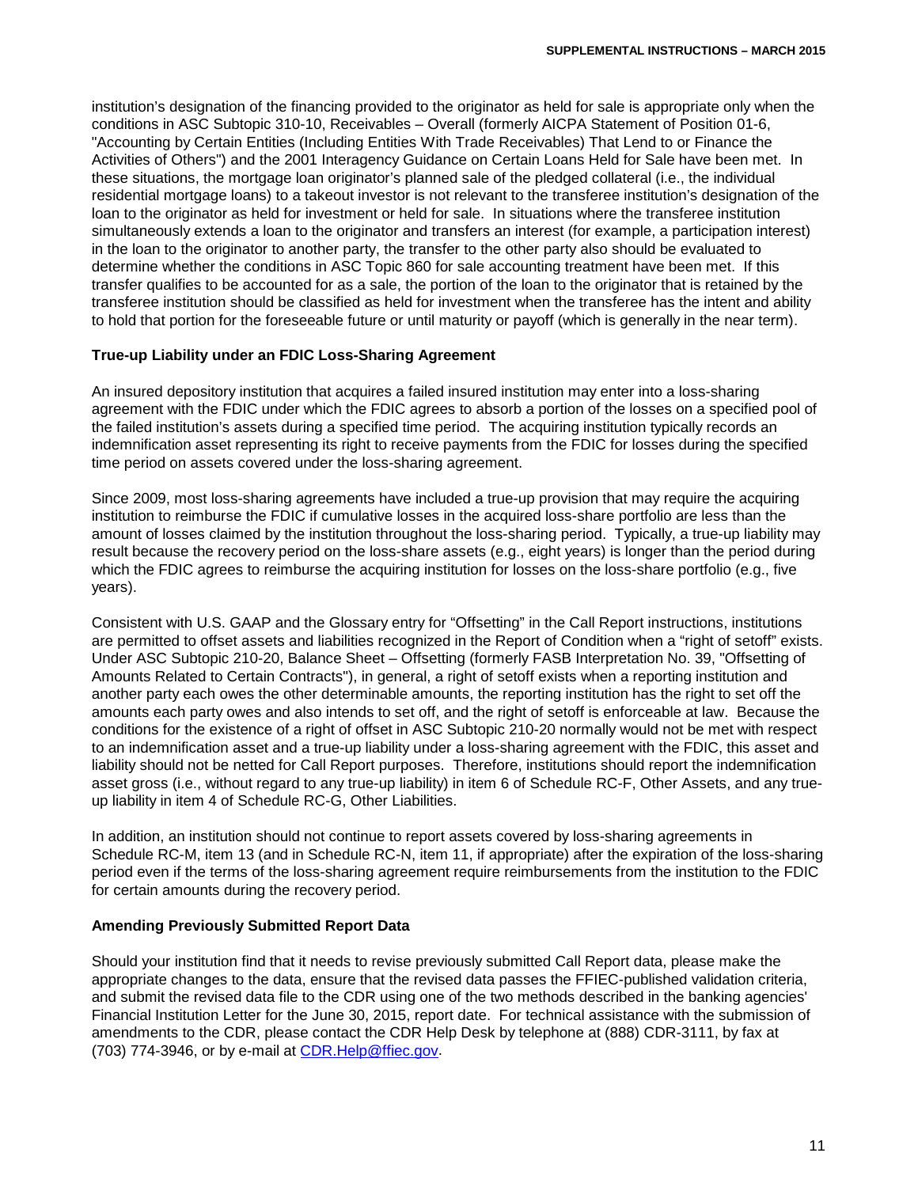institution's designation of the financing provided to the originator as held for sale is appropriate only when the conditions in ASC Subtopic 310-10, Receivables – Overall (formerly AICPA Statement of Position 01-6, "Accounting by Certain Entities (Including Entities With Trade Receivables) That Lend to or Finance the Activities of Others") and the 2001 Interagency Guidance on Certain Loans Held for Sale have been met. In these situations, the mortgage loan originator's planned sale of the pledged collateral (i.e., the individual residential mortgage loans) to a takeout investor is not relevant to the transferee institution's designation of the loan to the originator as held for investment or held for sale. In situations where the transferee institution simultaneously extends a loan to the originator and transfers an interest (for example, a participation interest) in the loan to the originator to another party, the transfer to the other party also should be evaluated to determine whether the conditions in ASC Topic 860 for sale accounting treatment have been met. If this transfer qualifies to be accounted for as a sale, the portion of the loan to the originator that is retained by the transferee institution should be classified as held for investment when the transferee has the intent and ability to hold that portion for the foreseeable future or until maturity or payoff (which is generally in the near term).

**True-up Liability under an FDIC Loss-Sharing Agreement**

An insured depository institution that acquires a failed insured institution may enter into a loss-sharing agreement with the FDIC under which the FDIC agrees to absorb a portion of the losses on a specified pool of the failed institution's assets during a specified time period. The acquiring institution typically records an indemnification asset representing its right to receive payments from the FDIC for losses during the specified time period on assets covered under the loss-sharing agreement.

Since 2009, most loss-sharing agreements have included a true-up provision that may require the acquiring institution to reimburse the FDIC if cumulative losses in the acquired loss-share portfolio are less than the amount of losses claimed by the institution throughout the loss-sharing period. Typically, a true-up liability may result because the recovery period on the loss-share assets (e.g., eight years) is longer than the period during which the FDIC agrees to reimburse the acquiring institution for losses on the loss-share portfolio (e.g., five years).

Consistent with U.S. GAAP and the Glossary entry for "Offsetting" in the Call Report instructions, institutions are permitted to offset assets and liabilities recognized in the Report of Condition when a "right of setoff" exists. Under ASC Subtopic 210-20, Balance Sheet – Offsetting (formerly FASB Interpretation No. 39, "Offsetting of Amounts Related to Certain Contracts"), in general, a right of setoff exists when a reporting institution and another party each owes the other determinable amounts, the reporting institution has the right to set off the amounts each party owes and also intends to set off, and the right of setoff is enforceable at law. Because the conditions for the existence of a right of offset in ASC Subtopic 210-20 normally would not be met with respect to an indemnification asset and a true-up liability under a loss-sharing agreement with the FDIC, this asset and liability should not be netted for Call Report purposes. Therefore, institutions should report the indemnification asset gross (i.e., without regard to any true-up liability) in item 6 of Schedule RC-F, Other Assets, and any true-up liability in item 4 of Schedule RC-G, Other Liabilities.

In addition, an institution should not continue to report assets covered by loss-sharing agreements in Schedule RC-M, item 13 (and in Schedule RC-N, item 11, if appropriate) after the expiration of the loss-sharing period even if the terms of the loss-sharing agreement require reimbursements from the institution to the FDIC for certain amounts during the recovery period.

**Amending Previously Submitted Report Data**

Should your institution find that it needs to revise previously submitted Call Report data, please make the appropriate changes to the data, ensure that the revised data passes the FFIEC-published validation criteria, and submit the revised data file to the CDR using one of the two methods described in the banking agencies' Financial Institution Letter for the June 30, 2015, report date. For technical assistance with the submission of amendments to the CDR, please contact the CDR Help Desk by telephone at (888) CDR-3111, by fax at (703) 774-3946, or by e-mail at CDR.Help@ffiec.gov.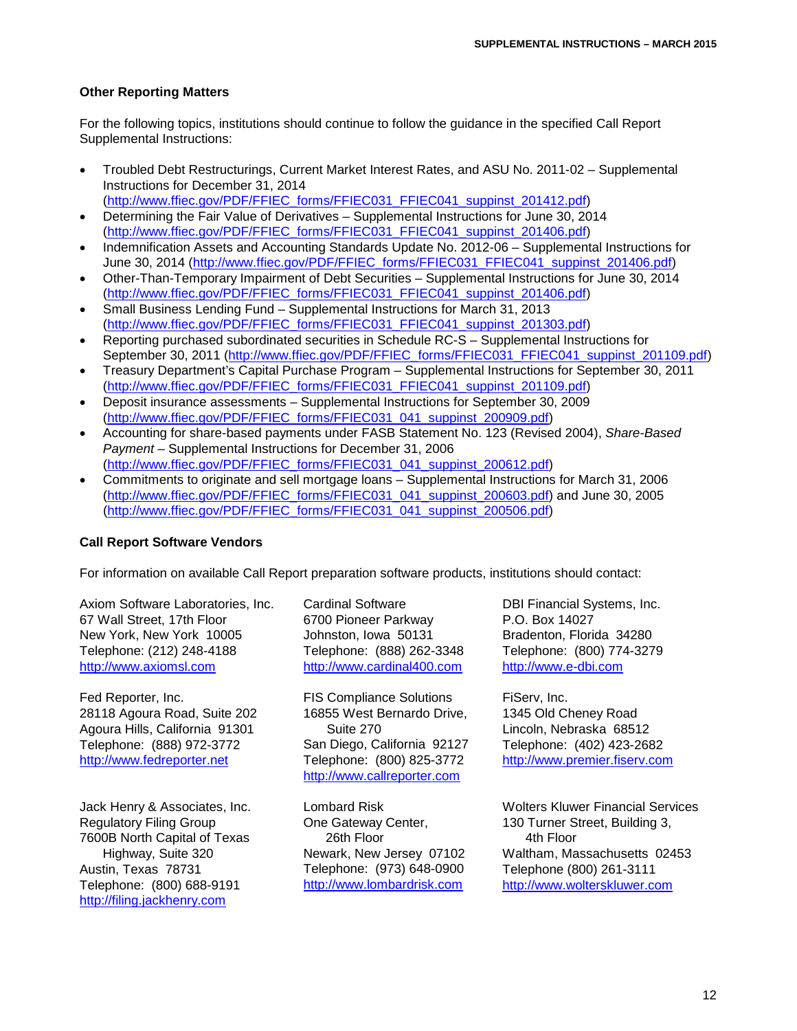### Other Reporting Matters

For the following topics, institutions should continue to follow the guidance in the specified Call Report Supplemental Instructions:

- Troubled Debt Restructurings, Current Market Interest Rates, and ASU No. 2011-02 – Supplemental Instructions for December 31, 2014 (http://www.ffiec.gov/PDF/FFIEC_forms/FFIEC031_FFIEC041_suppinst_201412.pdf)
- Determining the Fair Value of Derivatives – Supplemental Instructions for June 30, 2014 (http://www.ffiec.gov/PDF/FFIEC_forms/FFIEC031_FFIEC041_suppinst_201406.pdf)
- Indemnification Assets and Accounting Standards Update No. 2012-06 – Supplemental Instructions for June 30, 2014 (http://www.ffiec.gov/PDF/FFIEC_forms/FFIEC031_FFIEC041_suppinst_201406.pdf)
- Other-Than-Temporary Impairment of Debt Securities – Supplemental Instructions for June 30, 2014 (http://www.ffiec.gov/PDF/FFIEC_forms/FFIEC031_FFIEC041_suppinst_201406.pdf)
- Small Business Lending Fund – Supplemental Instructions for March 31, 2013 (http://www.ffiec.gov/PDF/FFIEC_forms/FFIEC031_FFIEC041_suppinst_201303.pdf)
- Reporting purchased subordinated securities in Schedule RC-S – Supplemental Instructions for September 30, 2011 (http://www.ffiec.gov/PDF/FFIEC_forms/FFIEC031_FFIEC041_suppinst_201109.pdf)
- Treasury Department's Capital Purchase Program – Supplemental Instructions for September 30, 2011 (http://www.ffiec.gov/PDF/FFIEC_forms/FFIEC031_FFIEC041_suppinst_201109.pdf)
- Deposit insurance assessments – Supplemental Instructions for September 30, 2009 (http://www.ffiec.gov/PDF/FFIEC_forms/FFIEC031_041_suppinst_200909.pdf)
- Accounting for share-based payments under FASB Statement No. 123 (Revised 2004), *Share-Based Payment* – Supplemental Instructions for December 31, 2006 (http://www.ffiec.gov/PDF/FFIEC_forms/FFIEC031_041_suppinst_200612.pdf)
- Commitments to originate and sell mortgage loans – Supplemental Instructions for March 31, 2006 (http://www.ffiec.gov/PDF/FFIEC_forms/FFIEC031_041_suppinst_200603.pdf) and June 30, 2005 (http://www.ffiec.gov/PDF/FFIEC_forms/FFIEC031_041_suppinst_200506.pdf)

### Call Report Software Vendors

For information on available Call Report preparation software products, institutions should contact:

Axiom Software Laboratories, Inc.
67 Wall Street, 17th Floor
New York, New York 10005
Telephone: (212) 248-4188
http://www.axiomsl.com

Cardinal Software
6700 Pioneer Parkway
Johnston, Iowa 50131
Telephone: (888) 262-3348
http://www.cardinal400.com

DBI Financial Systems, Inc.
P.O. Box 14027
Bradenton, Florida 34280
Telephone: (800) 774-3279
http://www.e-dbi.com

Fed Reporter, Inc.
28118 Agoura Road, Suite 202
Agoura Hills, California 91301
Telephone: (888) 972-3772
http://www.fedreporter.net

FIS Compliance Solutions
16855 West Bernardo Drive, Suite 270
San Diego, California 92127
Telephone: (800) 825-3772
http://www.callreporter.com

FiServ, Inc.
1345 Old Cheney Road
Lincoln, Nebraska 68512
Telephone: (402) 423-2682
http://www.premier.fiserv.com

Jack Henry & Associates, Inc.
Regulatory Filing Group
7600B North Capital of Texas Highway, Suite 320
Austin, Texas 78731
Telephone: (800) 688-9191
http://filing.jackhenry.com

Lombard Risk
One Gateway Center, 26th Floor
Newark, New Jersey 07102
Telephone: (973) 648-0900
http://www.lombardrisk.com

Wolters Kluwer Financial Services
130 Turner Street, Building 3, 4th Floor
Waltham, Massachusetts 02453
Telephone (800) 261-3111
http://www.wolterskluwer.com